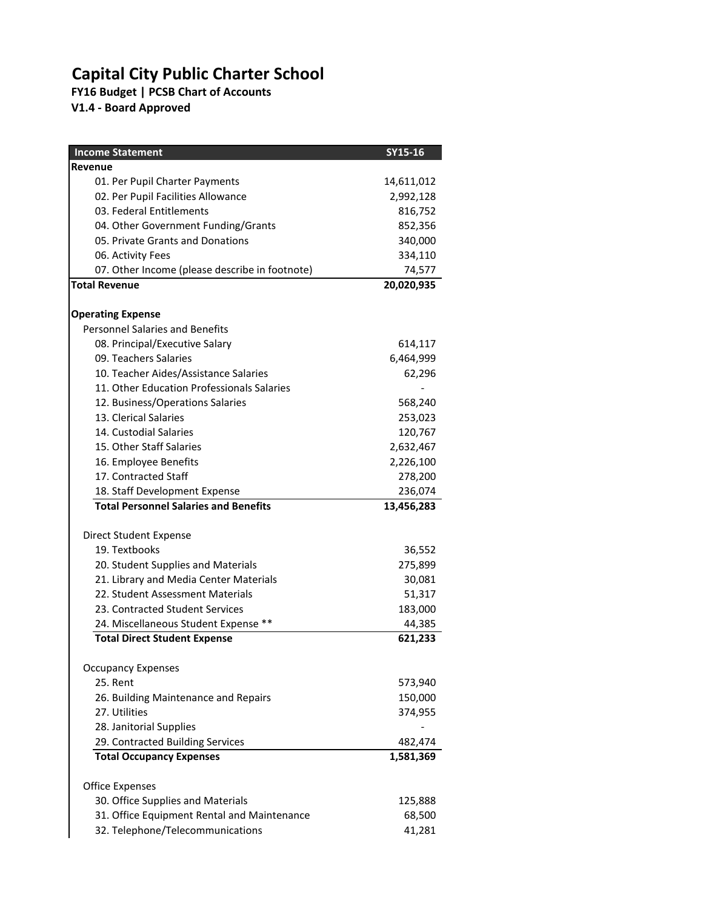# Capital City Public Charter School

**FY16 Budget | PCSB Chart of Accounts**

**V1.4 - Board Approved**

| Income Statement | SY15-16 |
|---|---|
| **Revenue** | |
| 01. Per Pupil Charter Payments | 14,611,012 |
| 02. Per Pupil Facilities Allowance | 2,992,128 |
| 03. Federal Entitlements | 816,752 |
| 04. Other Government Funding/Grants | 852,356 |
| 05. Private Grants and Donations | 340,000 |
| 06. Activity Fees | 334,110 |
| 07. Other Income (please describe in footnote) | 74,577 |
| **Total Revenue** | **20,020,935** |
| | |
| **Operating Expense** | |
| Personnel Salaries and Benefits | |
| 08. Principal/Executive Salary | 614,117 |
| 09. Teachers Salaries | 6,464,999 |
| 10. Teacher Aides/Assistance Salaries | 62,296 |
| 11. Other Education Professionals Salaries | - |
| 12. Business/Operations Salaries | 568,240 |
| 13. Clerical Salaries | 253,023 |
| 14. Custodial Salaries | 120,767 |
| 15. Other Staff Salaries | 2,632,467 |
| 16. Employee Benefits | 2,226,100 |
| 17. Contracted Staff | 278,200 |
| 18. Staff Development Expense | 236,074 |
| **Total Personnel Salaries and Benefits** | **13,456,283** |
| | |
| Direct Student Expense | |
| 19. Textbooks | 36,552 |
| 20. Student Supplies and Materials | 275,899 |
| 21. Library and Media Center Materials | 30,081 |
| 22. Student Assessment Materials | 51,317 |
| 23. Contracted Student Services | 183,000 |
| 24. Miscellaneous Student Expense ** | 44,385 |
| **Total Direct Student Expense** | **621,233** |
| | |
| Occupancy Expenses | |
| 25. Rent | 573,940 |
| 26. Building Maintenance and Repairs | 150,000 |
| 27. Utilities | 374,955 |
| 28. Janitorial Supplies | - |
| 29. Contracted Building Services | 482,474 |
| **Total Occupancy Expenses** | **1,581,369** |
| | |
| Office Expenses | |
| 30. Office Supplies and Materials | 125,888 |
| 31. Office Equipment Rental and Maintenance | 68,500 |
| 32. Telephone/Telecommunications | 41,281 |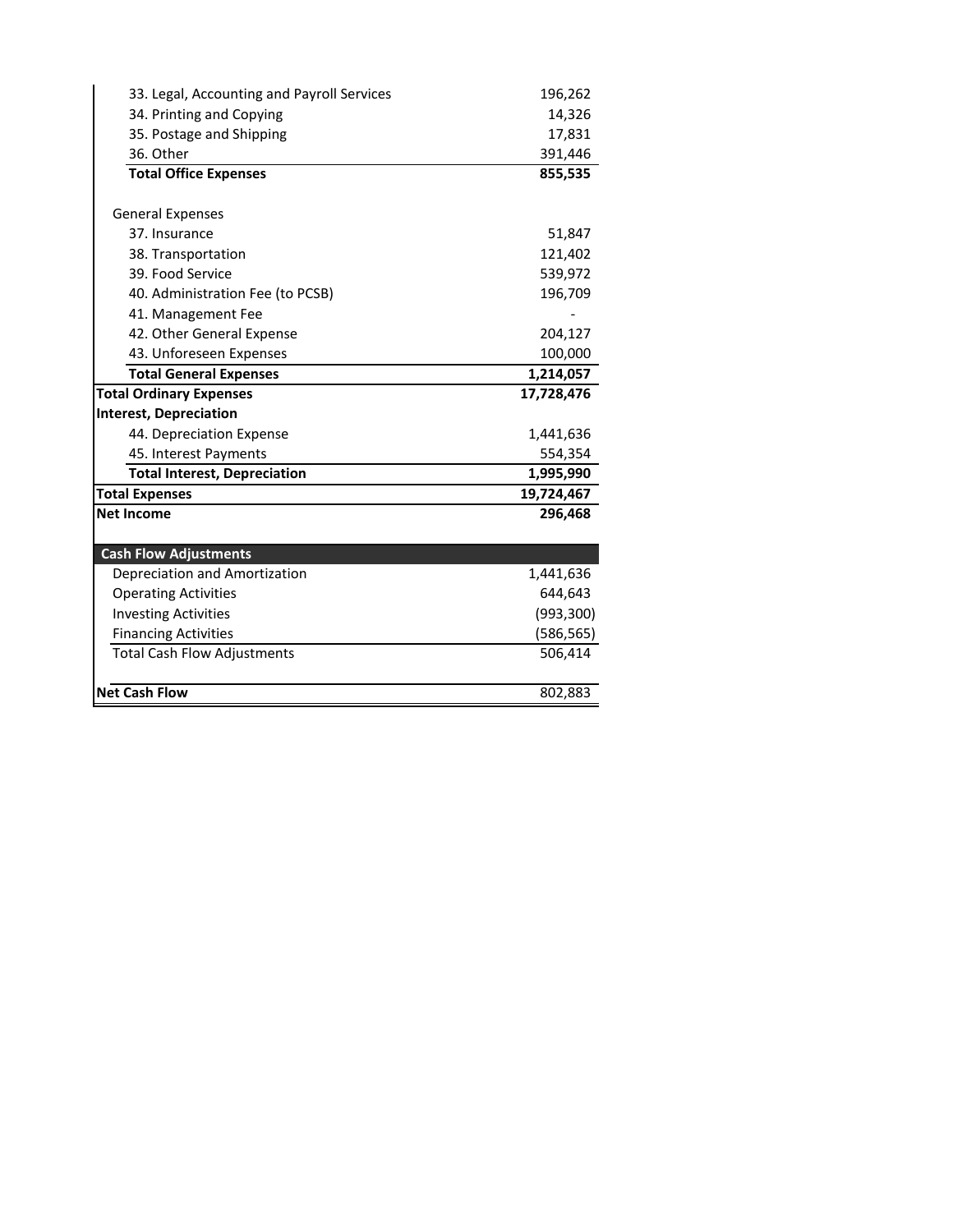| | |
|---|---|
| 33. Legal, Accounting and Payroll Services | 196,262 |
| 34. Printing and Copying | 14,326 |
| 35. Postage and Shipping | 17,831 |
| 36. Other | 391,446 |
| **Total Office Expenses** | **855,535** |
| | |
| General Expenses | |
| 37. Insurance | 51,847 |
| 38. Transportation | 121,402 |
| 39. Food Service | 539,972 |
| 40. Administration Fee (to PCSB) | 196,709 |
| 41. Management Fee | - |
| 42. Other General Expense | 204,127 |
| 43. Unforeseen Expenses | 100,000 |
| **Total General Expenses** | **1,214,057** |
| **Total Ordinary Expenses** | **17,728,476** |
| **Interest, Depreciation** | |
| 44. Depreciation Expense | 1,441,636 |
| 45. Interest Payments | 554,354 |
| **Total Interest, Depreciation** | **1,995,990** |
| **Total Expenses** | **19,724,467** |
| **Net Income** | **296,468** |
| | |
| **Cash Flow Adjustments** | |
| Depreciation and Amortization | 1,441,636 |
| Operating Activities | 644,643 |
| Investing Activities | (993,300) |
| Financing Activities | (586,565) |
| Total Cash Flow Adjustments | 506,414 |
| | |
| **Net Cash Flow** | 802,883 |